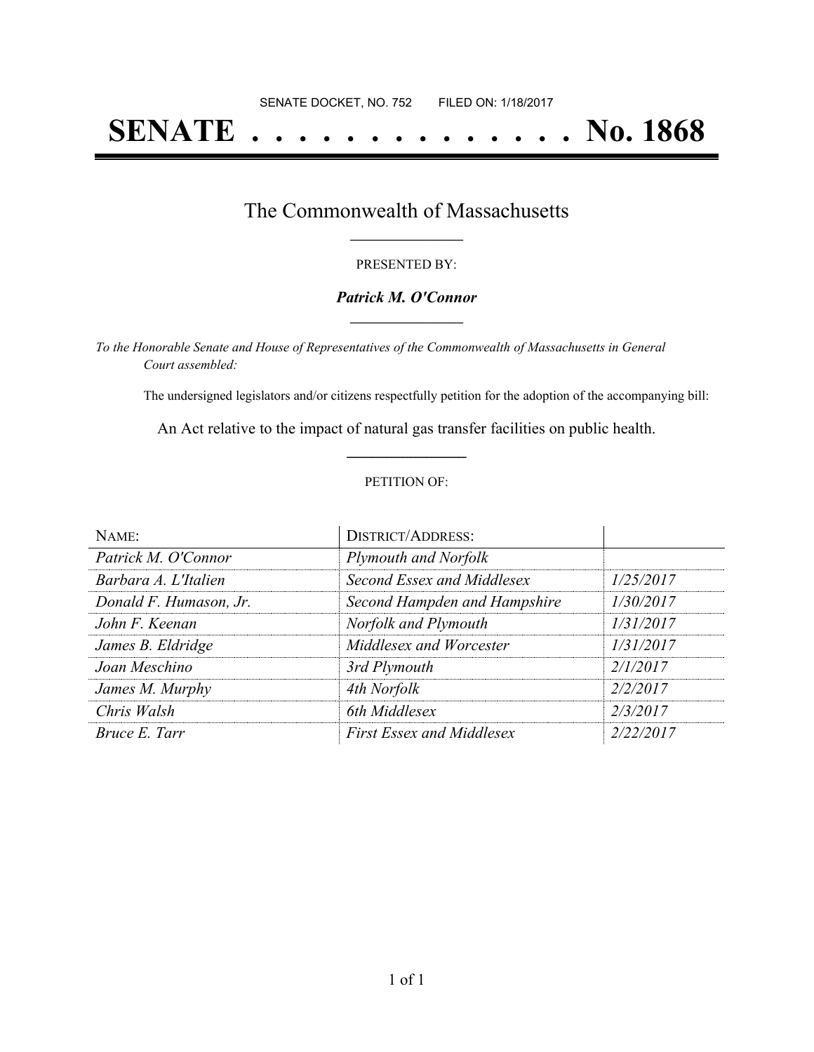SENATE DOCKET, NO. 752        FILED ON: 1/18/2017

# SENATE . . . . . . . . . . . . . . No. 1868

## The Commonwealth of Massachusetts

PRESENTED BY:

***Patrick M. O'Connor***

*To the Honorable Senate and House of Representatives of the Commonwealth of Massachusetts in General Court assembled:*

The undersigned legislators and/or citizens respectfully petition for the adoption of the accompanying bill:

An Act relative to the impact of natural gas transfer facilities on public health.

PETITION OF:

| NAME: | DISTRICT/ADDRESS: | |
|---|---|---|
| *Patrick M. O'Connor* | *Plymouth and Norfolk* | |
| *Barbara A. L'Italien* | *Second Essex and Middlesex* | *1/25/2017* |
| *Donald F. Humason, Jr.* | *Second Hampden and Hampshire* | *1/30/2017* |
| *John F. Keenan* | *Norfolk and Plymouth* | *1/31/2017* |
| *James B. Eldridge* | *Middlesex and Worcester* | *1/31/2017* |
| *Joan Meschino* | *3rd Plymouth* | *2/1/2017* |
| *James M. Murphy* | *4th Norfolk* | *2/2/2017* |
| *Chris Walsh* | *6th Middlesex* | *2/3/2017* |
| *Bruce E. Tarr* | *First Essex and Middlesex* | *2/22/2017* |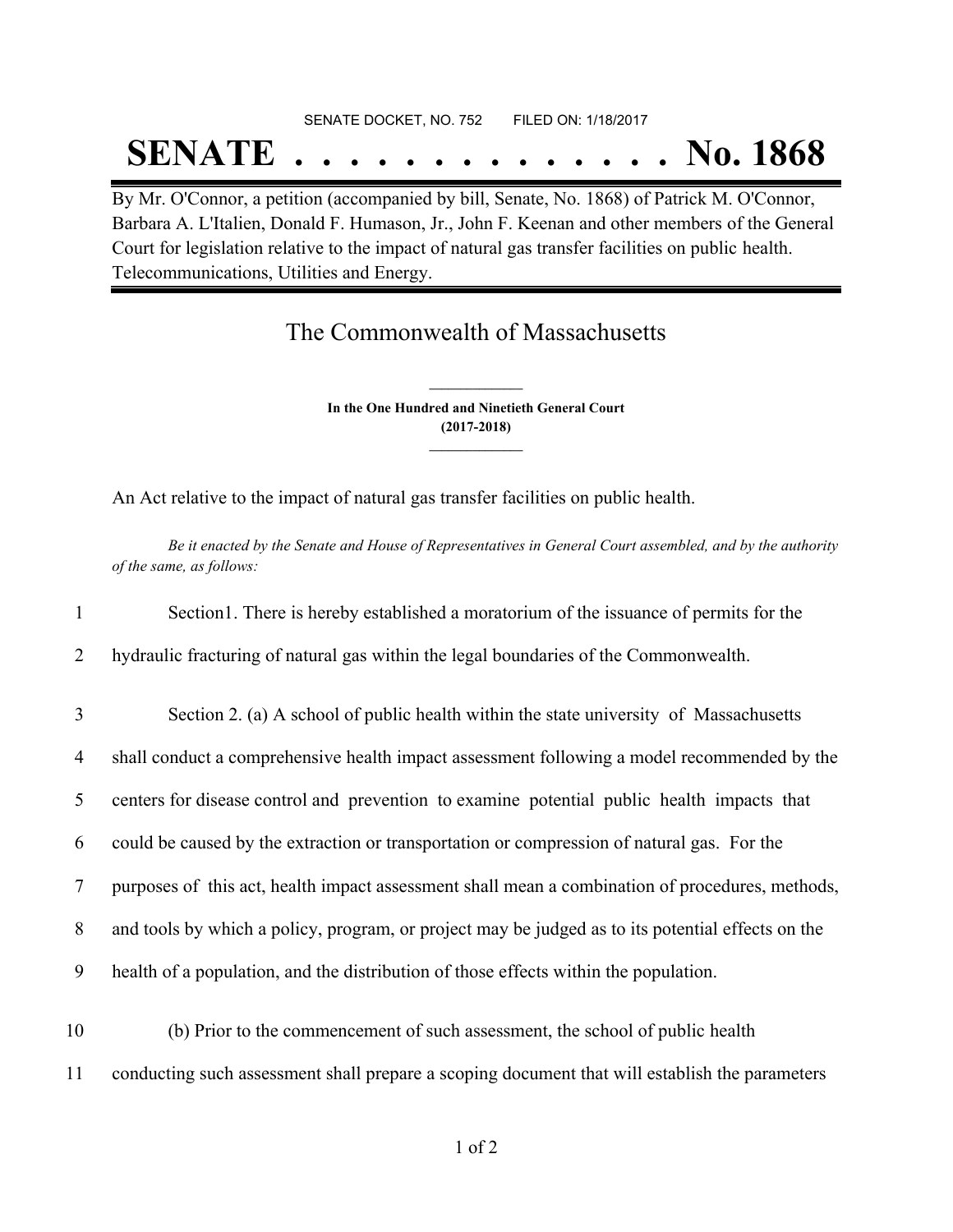SENATE DOCKET, NO. 752        FILED ON: 1/18/2017

# SENATE . . . . . . . . . . . . . . No. 1868

By Mr. O'Connor, a petition (accompanied by bill, Senate, No. 1868) of Patrick M. O'Connor, Barbara A. L'Italien, Donald F. Humason, Jr., John F. Keenan and other members of the General Court for legislation relative to the impact of natural gas transfer facilities on public health. Telecommunications, Utilities and Energy.

## The Commonwealth of Massachusetts

**In the One Hundred and Ninetieth General Court**
**(2017-2018)**

An Act relative to the impact of natural gas transfer facilities on public health.

*Be it enacted by the Senate and House of Representatives in General Court assembled, and by the authority of the same, as follows:*

1 Section1. There is hereby established a moratorium of the issuance of permits for the
2 hydraulic fracturing of natural gas within the legal boundaries of the Commonwealth.

3 Section 2. (a) A school of public health within the state university of Massachusetts
4 shall conduct a comprehensive health impact assessment following a model recommended by the
5 centers for disease control and prevention to examine potential public health impacts that
6 could be caused by the extraction or transportation or compression of natural gas. For the
7 purposes of this act, health impact assessment shall mean a combination of procedures, methods,
8 and tools by which a policy, program, or project may be judged as to its potential effects on the
9 health of a population, and the distribution of those effects within the population.

10 (b) Prior to the commencement of such assessment, the school of public health
11 conducting such assessment shall prepare a scoping document that will establish the parameters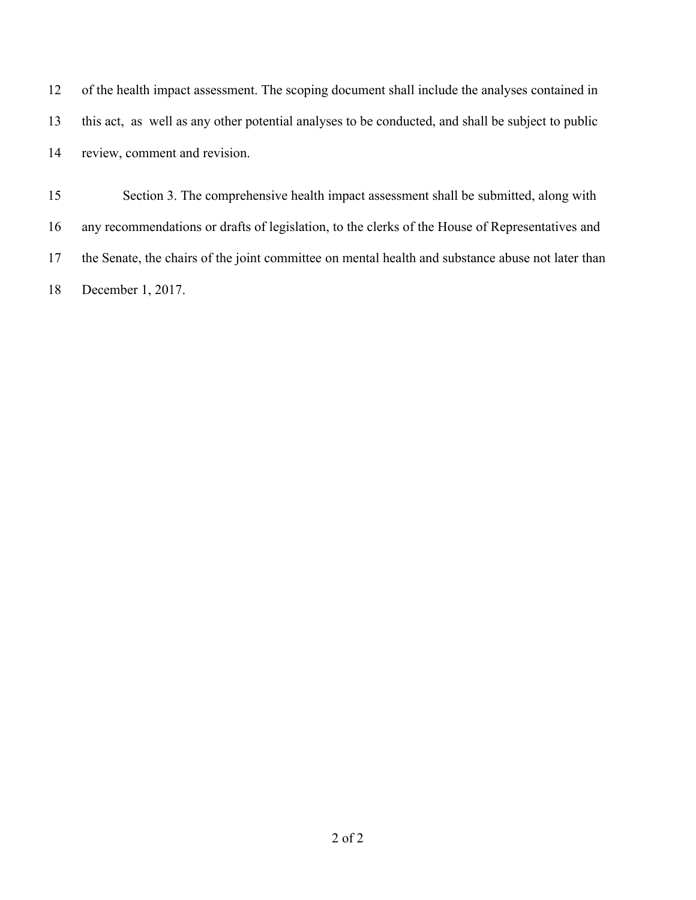of the health impact assessment. The scoping document shall include the analyses contained in this act, as well as any other potential analyses to be conducted, and shall be subject to public review, comment and revision.

Section 3. The comprehensive health impact assessment shall be submitted, along with any recommendations or drafts of legislation, to the clerks of the House of Representatives and the Senate, the chairs of the joint committee on mental health and substance abuse not later than December 1, 2017.